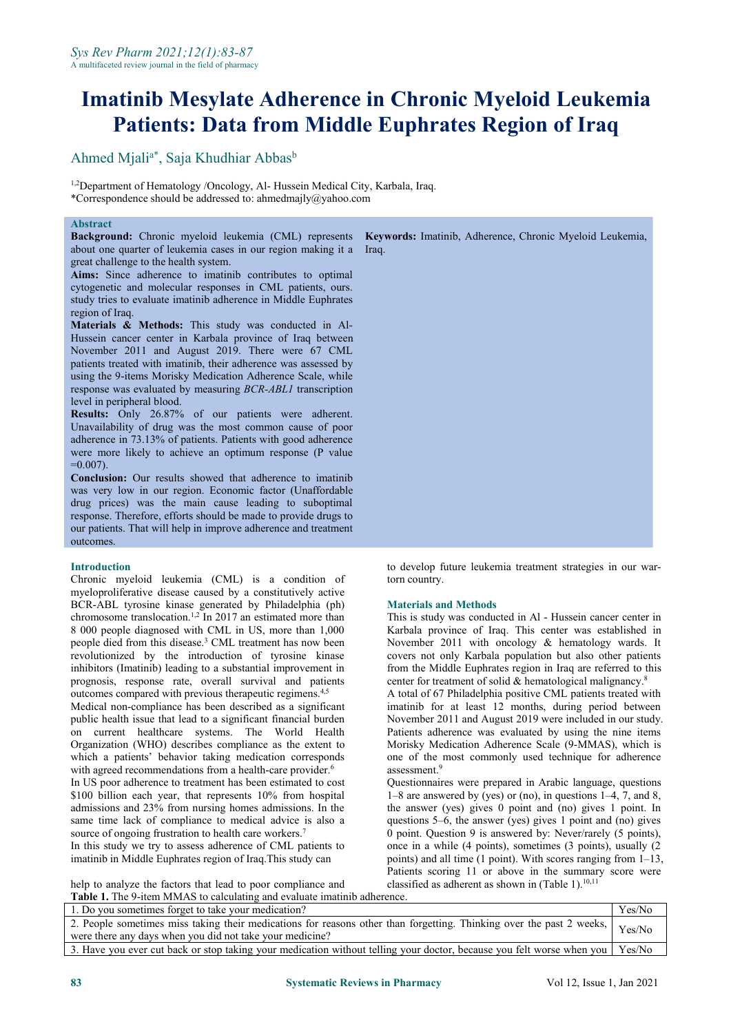# Imatinib Mesylate Adherence in Chronic Myeloid Leukemia Patients: Data from Middle Euphrates Region of Iraq

Ahmed Mjali[a*], Saja Khudhiar Abbas[b]

[1,2]Department of Hematology /Oncology, Al- Hussein Medical City, Karbala, Iraq.
*Correspondence should be addressed to: ahmedmajly@yahoo.com

## Abstract

**Background:** Chronic myeloid leukemia (CML) represents about one quarter of leukemia cases in our region making it a great challenge to the health system.

**Aims:** Since adherence to imatinib contributes to optimal cytogenetic and molecular responses in CML patients, ours. study tries to evaluate imatinib adherence in Middle Euphrates region of Iraq.

**Materials & Methods:** This study was conducted in Al-Hussein cancer center in Karbala province of Iraq between November 2011 and August 2019. There were 67 CML patients treated with imatinib, their adherence was assessed by using the 9-items Morisky Medication Adherence Scale, while response was evaluated by measuring *BCR-ABL1* transcription level in peripheral blood.

**Results:** Only 26.87% of our patients were adherent. Unavailability of drug was the most common cause of poor adherence in 73.13% of patients. Patients with good adherence were more likely to achieve an optimum response (P value =0.007).

**Conclusion:** Our results showed that adherence to imatinib was very low in our region. Economic factor (Unaffordable drug prices) was the main cause leading to suboptimal response. Therefore, efforts should be made to provide drugs to our patients. That will help in improve adherence and treatment outcomes.

**Keywords:** Imatinib, Adherence, Chronic Myeloid Leukemia, Iraq.

## Introduction

Chronic myeloid leukemia (CML) is a condition of myeloproliferative disease caused by a constitutively active BCR-ABL tyrosine kinase generated by Philadelphia (ph) chromosome translocation.[1,2] In 2017 an estimated more than 8 000 people diagnosed with CML in US, more than 1,000 people died from this disease.[3] CML treatment has now been revolutionized by the introduction of tyrosine kinase inhibitors (Imatinib) leading to a substantial improvement in prognosis, response rate, overall survival and patients outcomes compared with previous therapeutic regimens.[4,5]

Medical non-compliance has been described as a significant public health issue that lead to a significant financial burden on current healthcare systems. The World Health Organization (WHO) describes compliance as the extent to which a patients' behavior taking medication corresponds with agreed recommendations from a health-care provider.[6]

In US poor adherence to treatment has been estimated to cost $100 billion each year, that represents 10% from hospital admissions and 23% from nursing homes admissions. In the same time lack of compliance to medical advice is also a source of ongoing frustration to health care workers.[7]

In this study we try to assess adherence of CML patients to imatinib in Middle Euphrates region of Iraq.This study can help to analyze the factors that lead to poor compliance and to develop future leukemia treatment strategies in our war-torn country.

## Materials and Methods

This is study was conducted in Al - Hussein cancer center in Karbala province of Iraq. This center was established in November 2011 with oncology & hematology wards. It covers not only Karbala population but also other patients from the Middle Euphrates region in Iraq are referred to this center for treatment of solid & hematological malignancy.[8]

A total of 67 Philadelphia positive CML patients treated with imatinib for at least 12 months, during period between November 2011 and August 2019 were included in our study. Patients adherence was evaluated by using the nine items Morisky Medication Adherence Scale (9-MMAS), which is one of the most commonly used technique for adherence assessment.[9]

Questionnaires were prepared in Arabic language, questions 1–8 are answered by (yes) or (no), in questions 1–4, 7, and 8, the answer (yes) gives 0 point and (no) gives 1 point. In questions 5–6, the answer (yes) gives 1 point and (no) gives 0 point. Question 9 is answered by: Never/rarely (5 points), once in a while (4 points), sometimes (3 points), usually (2 points) and all time (1 point). With scores ranging from 1–13, Patients scoring 11 or above in the summary score were classified as adherent as shown in (Table 1).[10,11]

**Table 1.** The 9-item MMAS to calculating and evaluate imatinib adherence.

| | |
|---|---|
| 1. Do you sometimes forget to take your medication? | Yes/No |
| 2. People sometimes miss taking their medications for reasons other than forgetting. Thinking over the past 2 weeks, were there any days when you did not take your medicine? | Yes/No |
| 3. Have you ever cut back or stop taking your medication without telling your doctor, because you felt worse when you | Yes/No |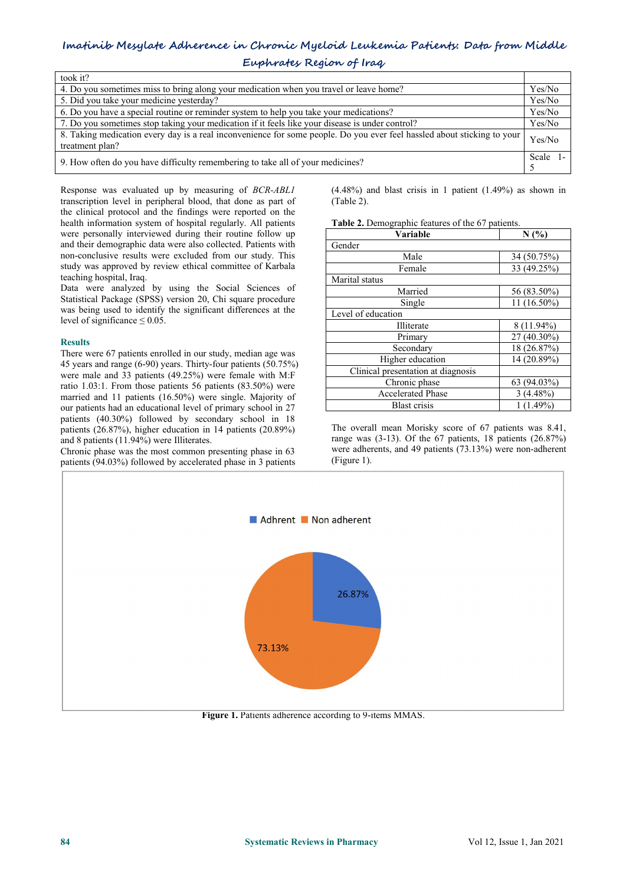| took it? | |
|---|---|
| 4. Do you sometimes miss to bring along your medication when you travel or leave home? | Yes/No |
| 5. Did you take your medicine yesterday? | Yes/No |
| 6. Do you have a special routine or reminder system to help you take your medications? | Yes/No |
| 7. Do you sometimes stop taking your medication if it feels like your disease is under control? | Yes/No |
| 8. Taking medication every day is a real inconvenience for some people. Do you ever feel hassled about sticking to your treatment plan? | Yes/No |
| 9. How often do you have difficulty remembering to take all of your medicines? | Scale 1-5 |

Response was evaluated up by measuring of *BCR-ABL1* transcription level in peripheral blood, that done as part of the clinical protocol and the findings were reported on the health information system of hospital regularly. All patients were personally interviewed during their routine follow up and their demographic data were also collected. Patients with non-conclusive results were excluded from our study. This study was approved by review ethical committee of Karbala teaching hospital, Iraq.

Data were analyzed by using the Social Sciences of Statistical Package (SPSS) version 20, Chi square procedure was being used to identify the significant differences at the level of significance ≤ 0.05.

## Results

There were 67 patients enrolled in our study, median age was 45 years and range (6-90) years. Thirty-four patients (50.75%) were male and 33 patients (49.25%) were female with M:F ratio 1.03:1. From those patients 56 patients (83.50%) were married and 11 patients (16.50%) were single. Majority of our patients had an educational level of primary school in 27 patients (40.30%) followed by secondary school in 18 patients (26.87%), higher education in 14 patients (20.89%) and 8 patients (11.94%) were Illiterates.

Chronic phase was the most common presenting phase in 63 patients (94.03%) followed by accelerated phase in 3 patients (4.48%) and blast crisis in 1 patient (1.49%) as shown in (Table 2).

**Table 2.** Demographic features of the 67 patients.

| Variable | N (%) |
|---|---|
| Gender | |
| Male | 34 (50.75%) |
| Female | 33 (49.25%) |
| Marital status | |
| Married | 56 (83.50%) |
| Single | 11 (16.50%) |
| Level of education | |
| Illiterate | 8 (11.94%) |
| Primary | 27 (40.30%) |
| Secondary | 18 (26.87%) |
| Higher education | 14 (20.89%) |
| Clinical presentation at diagnosis | |
| Chronic phase | 63 (94.03%) |
| Accelerated Phase | 3 (4.48%) |
| Blast crisis | 1 (1.49%) |

The overall mean Morisky score of 67 patients was 8.41, range was (3-13). Of the 67 patients, 18 patients (26.87%) were adherents, and 49 patients (73.13%) were non-adherent (Figure 1).

**Figure 1.** Patients adherence according to 9-items MMAS.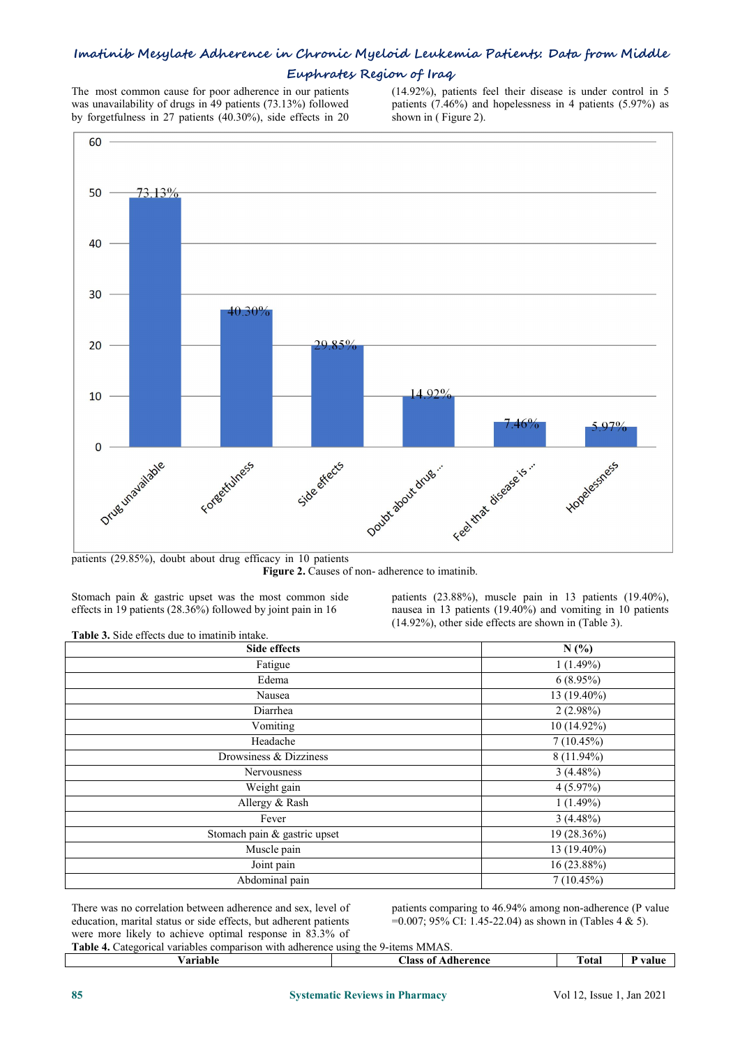The most common cause for poor adherence in our patients was unavailability of drugs in 49 patients (73.13%) followed by forgetfulness in 27 patients (40.30%), side effects in 20 patients (29.85%), doubt about drug efficacy in 10 patients (14.92%), patients feel their disease is under control in 5 patients (7.46%) and hopelessness in 4 patients (5.97%) as shown in ( Figure 2).

**Figure 2.** Causes of non- adherence to imatinib.

Stomach pain & gastric upset was the most common side effects in 19 patients (28.36%) followed by joint pain in 16 patients (23.88%), muscle pain in 13 patients (19.40%), nausea in 13 patients (19.40%) and vomiting in 10 patients (14.92%), other side effects are shown in (Table 3).

**Table 3.** Side effects due to imatinib intake.

| Side effects | N (%) |
|---|---|
| Fatigue | 1 (1.49%) |
| Edema | 6 (8.95%) |
| Nausea | 13 (19.40%) |
| Diarrhea | 2 (2.98%) |
| Vomiting | 10 (14.92%) |
| Headache | 7 (10.45%) |
| Drowsiness & Dizziness | 8 (11.94%) |
| Nervousness | 3 (4.48%) |
| Weight gain | 4 (5.97%) |
| Allergy & Rash | 1 (1.49%) |
| Fever | 3 (4.48%) |
| Stomach pain & gastric upset | 19 (28.36%) |
| Muscle pain | 13 (19.40%) |
| Joint pain | 16 (23.88%) |
| Abdominal pain | 7 (10.45%) |

There was no correlation between adherence and sex, level of education, marital status or side effects, but adherent patients were more likely to achieve optimal response in 83.3% of patients comparing to 46.94% among non-adherence (P value =0.007; 95% CI: 1.45-22.04) as shown in (Tables 4 & 5).

**Table 4.** Categorical variables comparison with adherence using the 9-items MMAS.

| Variable | Class of Adherence | Total | P value |
|---|---|---|---|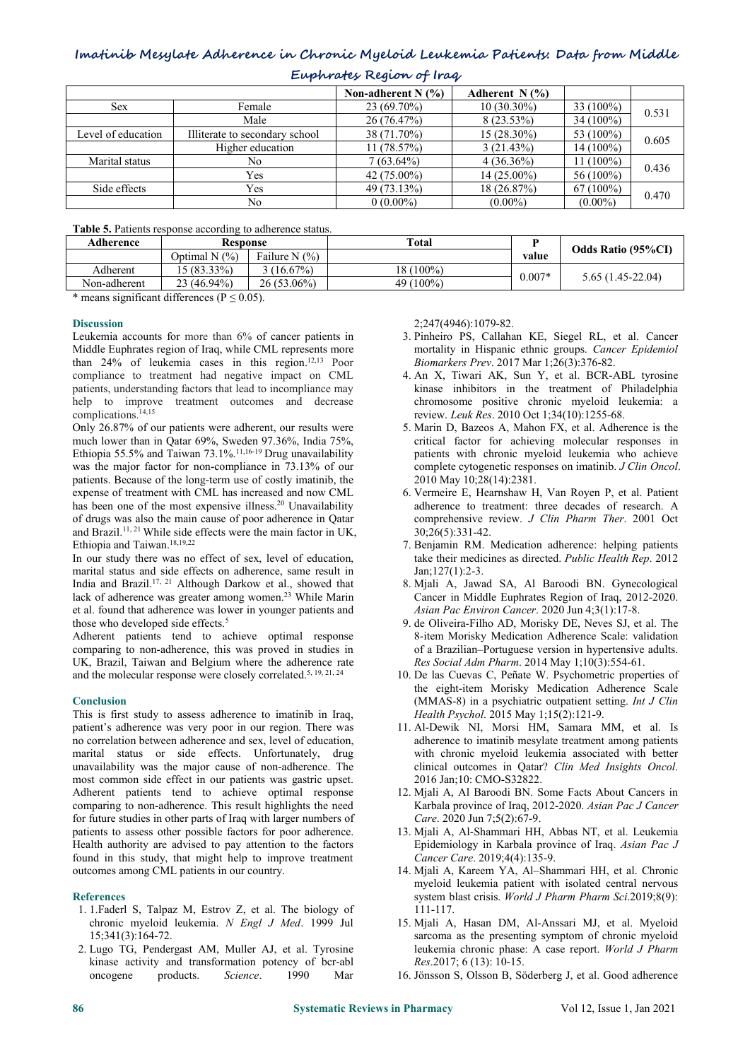|  |  | Non-adherent N (%) | Adherent N (%) |  |  |
|---|---|---|---|---|---|
| Sex | Female | 23 (69.70%) | 10 (30.30%) | 33 (100%) | 0.531 |
|  | Male | 26 (76.47%) | 8 (23.53%) | 34 (100%) |  |
| Level of education | Illiterate to secondary school | 38 (71.70%) | 15 (28.30%) | 53 (100%) | 0.605 |
|  | Higher education | 11 (78.57%) | 3 (21.43%) | 14 (100%) |  |
| Marital status | No | 7 (63.64%) | 4 (36.36%) | 11 (100%) | 0.436 |
|  | Yes | 42 (75.00%) | 14 (25.00%) | 56 (100%) |  |
| Side effects | Yes | 49 (73.13%) | 18 (26.87%) | 67 (100%) | 0.470 |
|  | No | 0 (0.00%) | (0.00%) | (0.00%) |  |

**Table 5.** Patients response according to adherence status.

| Adherence | Response |  | Total | P value | Odds Ratio (95%CI) |
|---|---|---|---|---|---|
|  | Optimal N (%) | Failure N (%) |  |  |  |
| Adherent | 15 (83.33%) | 3 (16.67%) | 18 (100%) | 0.007* | 5.65 (1.45-22.04) |
| Non-adherent | 23 (46.94%) | 26 (53.06%) | 49 (100%) |  |  |

\* means significant differences ($P \leq 0.05$).

## Discussion

Leukemia accounts for more than 6% of cancer patients in Middle Euphrates region of Iraq, while CML represents more than 24% of leukemia cases in this region.[12,13] Poor compliance to treatment had negative impact on CML patients, understanding factors that lead to incompliance may help to improve treatment outcomes and decrease complications.[14,15]

Only 26.87% of our patients were adherent, our results were much lower than in Qatar 69%, Sweden 97.36%, India 75%, Ethiopia 55.5% and Taiwan 73.1%.[11,16-19] Drug unavailability was the major factor for non-compliance in 73.13% of our patients. Because of the long-term use of costly imatinib, the expense of treatment with CML has increased and now CML has been one of the most expensive illness.[20] Unavailability of drugs was also the main cause of poor adherence in Qatar and Brazil.[11, 21] While side effects were the main factor in UK, Ethiopia and Taiwan.[18,19,22]

In our study there was no effect of sex, level of education, marital status and side effects on adherence, same result in India and Brazil.[17, 21] Although Darkow et al., showed that lack of adherence was greater among women.[23] While Marin et al. found that adherence was lower in younger patients and those who developed side effects.[5]

Adherent patients tend to achieve optimal response comparing to non-adherence, this was proved in studies in UK, Brazil, Taiwan and Belgium where the adherence rate and the molecular response were closely correlated.[5, 19, 21, 24]

## Conclusion

This is first study to assess adherence to imatinib in Iraq, patient's adherence was very poor in our region. There was no correlation between adherence and sex, level of education, marital status or side effects. Unfortunately, drug unavailability was the major cause of non-adherence. The most common side effect in our patients was gastric upset. Adherent patients tend to achieve optimal response comparing to non-adherence. This result highlights the need for future studies in other parts of Iraq with larger numbers of patients to assess other possible factors for poor adherence. Health authority are advised to pay attention to the factors found in this study, that might help to improve treatment outcomes among CML patients in our country.

## References

1. 1.Faderl S, Talpaz M, Estrov Z, et al. The biology of chronic myeloid leukemia. *N Engl J Med*. 1999 Jul 15;341(3):164-72.
2. Lugo TG, Pendergast AM, Muller AJ, et al. Tyrosine kinase activity and transformation potency of bcr-abl oncogene products. *Science*. 1990 Mar 2;247(4946):1079-82.
3. Pinheiro PS, Callahan KE, Siegel RL, et al. Cancer mortality in Hispanic ethnic groups. *Cancer Epidemiol Biomarkers Prev*. 2017 Mar 1;26(3):376-82.
4. An X, Tiwari AK, Sun Y, et al. BCR-ABL tyrosine kinase inhibitors in the treatment of Philadelphia chromosome positive chronic myeloid leukemia: a review. *Leuk Res*. 2010 Oct 1;34(10):1255-68.
5. Marin D, Bazeos A, Mahon FX, et al. Adherence is the critical factor for achieving molecular responses in patients with chronic myeloid leukemia who achieve complete cytogenetic responses on imatinib. *J Clin Oncol*. 2010 May 10;28(14):2381.
6. Vermeire E, Hearnshaw H, Van Royen P, et al. Patient adherence to treatment: three decades of research. A comprehensive review. *J Clin Pharm Ther*. 2001 Oct 30;26(5):331-42.
7. Benjamin RM. Medication adherence: helping patients take their medicines as directed. *Public Health Rep*. 2012 Jan;127(1):2-3.
8. Mjali A, Jawad SA, Al Baroodi BN. Gynecological Cancer in Middle Euphrates Region of Iraq, 2012-2020. *Asian Pac Environ Cancer*. 2020 Jun 4;3(1):17-8.
9. de Oliveira-Filho AD, Morisky DE, Neves SJ, et al. The 8-item Morisky Medication Adherence Scale: validation of a Brazilian–Portuguese version in hypertensive adults. *Res Social Adm Pharm*. 2014 May 1;10(3):554-61.
10. De las Cuevas C, Peñate W. Psychometric properties of the eight-item Morisky Medication Adherence Scale (MMAS-8) in a psychiatric outpatient setting. *Int J Clin Health Psychol*. 2015 May 1;15(2):121-9.
11. Al-Dewik NI, Morsi HM, Samara MM, et al. Is adherence to imatinib mesylate treatment among patients with chronic myeloid leukemia associated with better clinical outcomes in Qatar? *Clin Med Insights Oncol*. 2016 Jan;10: CMO-S32822.
12. Mjali A, Al Baroodi BN. Some Facts About Cancers in Karbala province of Iraq, 2012-2020. *Asian Pac J Cancer Care*. 2020 Jun 7;5(2):67-9.
13. Mjali A, Al-Shammari HH, Abbas NT, et al. Leukemia Epidemiology in Karbala province of Iraq. *Asian Pac J Cancer Care*. 2019;4(4):135-9.
14. Mjali A, Kareem YA, Al–Shammari HH, et al. Chronic myeloid leukemia patient with isolated central nervous system blast crisis. *World J Pharm Pharm Sci*.2019;8(9): 111-117.
15. Mjali A, Hasan DM, Al-Anssari MJ, et al. Myeloid sarcoma as the presenting symptom of chronic myeloid leukemia chronic phase: A case report. *World J Pharm Res*.2017; 6 (13): 10-15.
16. Jönsson S, Olsson B, Söderberg J, et al. Good adherence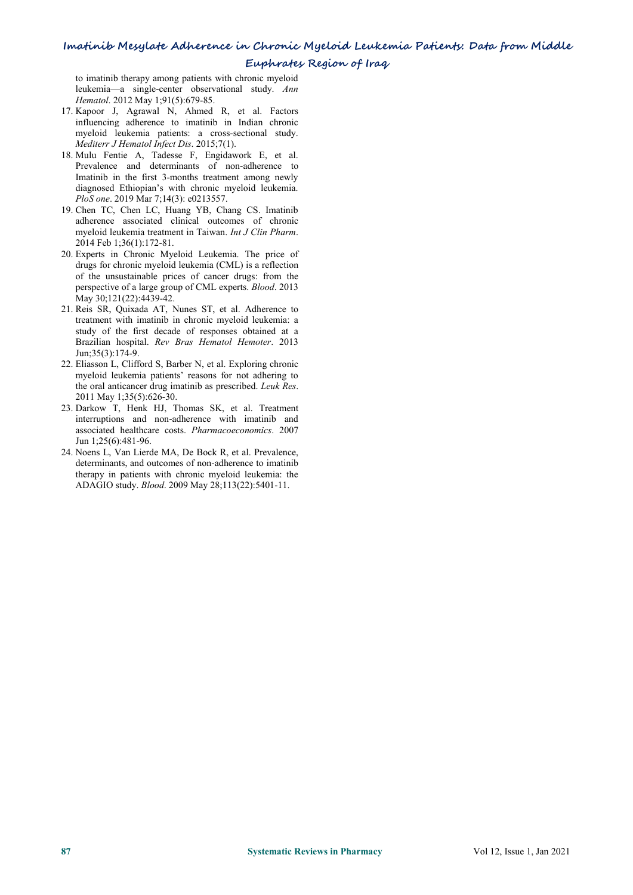to imatinib therapy among patients with chronic myeloid leukemia—a single-center observational study. *Ann Hematol*. 2012 May 1;91(5):679-85.

17. Kapoor J, Agrawal N, Ahmed R, et al. Factors influencing adherence to imatinib in Indian chronic myeloid leukemia patients: a cross-sectional study. *Mediterr J Hematol Infect Dis*. 2015;7(1).
18. Mulu Fentie A, Tadesse F, Engidawork E, et al. Prevalence and determinants of non-adherence to Imatinib in the first 3-months treatment among newly diagnosed Ethiopian's with chronic myeloid leukemia. *PloS one*. 2019 Mar 7;14(3): e0213557.
19. Chen TC, Chen LC, Huang YB, Chang CS. Imatinib adherence associated clinical outcomes of chronic myeloid leukemia treatment in Taiwan. *Int J Clin Pharm*. 2014 Feb 1;36(1):172-81.
20. Experts in Chronic Myeloid Leukemia. The price of drugs for chronic myeloid leukemia (CML) is a reflection of the unsustainable prices of cancer drugs: from the perspective of a large group of CML experts. *Blood*. 2013 May 30;121(22):4439-42.
21. Reis SR, Quixada AT, Nunes ST, et al. Adherence to treatment with imatinib in chronic myeloid leukemia: a study of the first decade of responses obtained at a Brazilian hospital. *Rev Bras Hematol Hemoter*. 2013 Jun;35(3):174-9.
22. Eliasson L, Clifford S, Barber N, et al. Exploring chronic myeloid leukemia patients' reasons for not adhering to the oral anticancer drug imatinib as prescribed. *Leuk Res*. 2011 May 1;35(5):626-30.
23. Darkow T, Henk HJ, Thomas SK, et al. Treatment interruptions and non-adherence with imatinib and associated healthcare costs. *Pharmacoeconomics*. 2007 Jun 1;25(6):481-96.
24. Noens L, Van Lierde MA, De Bock R, et al. Prevalence, determinants, and outcomes of non-adherence to imatinib therapy in patients with chronic myeloid leukemia: the ADAGIO study. *Blood*. 2009 May 28;113(22):5401-11.